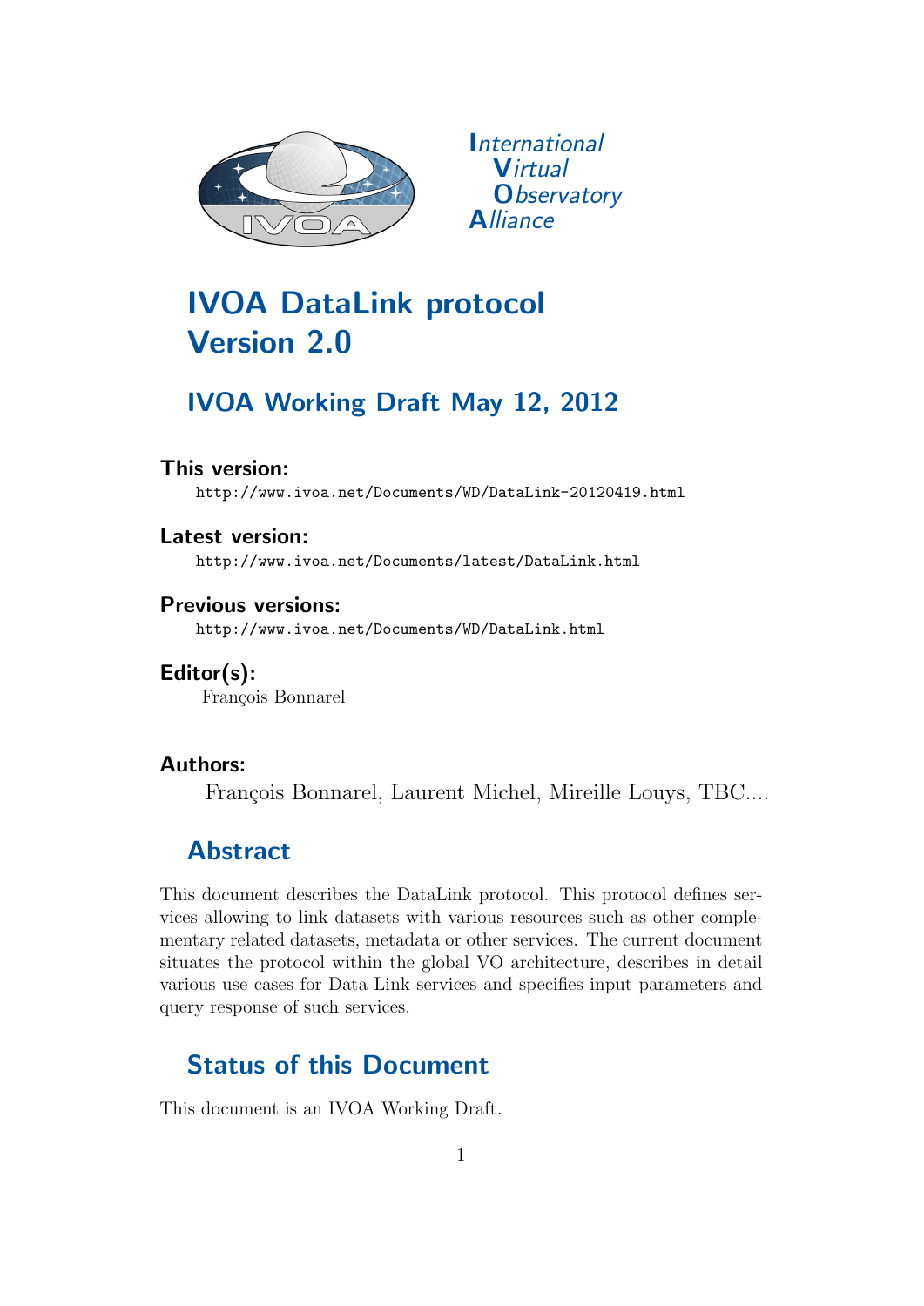International
Virtual
Observatory
Alliance

# IVOA DataLink protocol Version 2.0

## IVOA Working Draft May 12, 2012

**This version:**
http://www.ivoa.net/Documents/WD/DataLink-20120419.html

**Latest version:**
http://www.ivoa.net/Documents/latest/DataLink.html

**Previous versions:**
http://www.ivoa.net/Documents/WD/DataLink.html

**Editor(s):**
François Bonnarel

**Authors:**
François Bonnarel, Laurent Michel, Mireille Louys, TBC....

## Abstract

This document describes the DataLink protocol. This protocol defines services allowing to link datasets with various resources such as other complementary related datasets, metadata or other services. The current document situates the protocol within the global VO architecture, describes in detail various use cases for Data Link services and specifies input parameters and query response of such services.

## Status of this Document

This document is an IVOA Working Draft.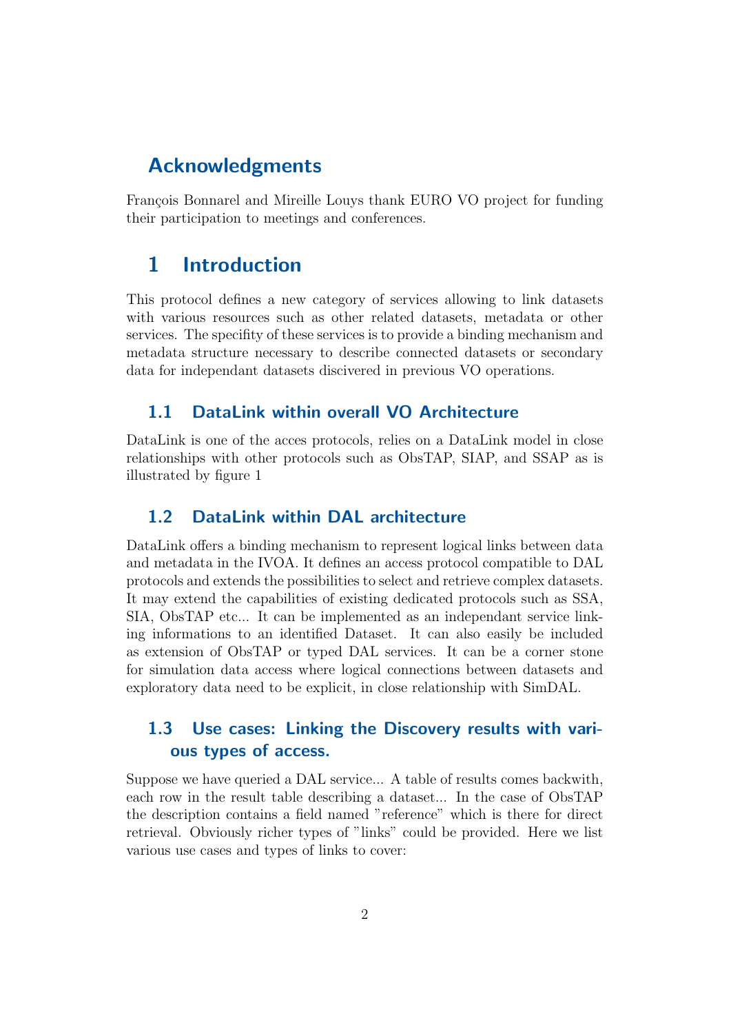## Acknowledgments

François Bonnarel and Mireille Louys thank EURO VO project for funding their participation to meetings and conferences.

# 1 Introduction

This protocol defines a new category of services allowing to link datasets with various resources such as other related datasets, metadata or other services. The specifity of these services is to provide a binding mechanism and metadata structure necessary to describe connected datasets or secondary data for independant datasets discivered in previous VO operations.

## 1.1 DataLink within overall VO Architecture

DataLink is one of the acces protocols, relies on a DataLink model in close relationships with other protocols such as ObsTAP, SIAP, and SSAP as is illustrated by figure 1

## 1.2 DataLink within DAL architecture

DataLink offers a binding mechanism to represent logical links between data and metadata in the IVOA. It defines an access protocol compatible to DAL protocols and extends the possibilities to select and retrieve complex datasets. It may extend the capabilities of existing dedicated protocols such as SSA, SIA, ObsTAP etc... It can be implemented as an independant service linking informations to an identified Dataset. It can also easily be included as extension of ObsTAP or typed DAL services. It can be a corner stone for simulation data access where logical connections between datasets and exploratory data need to be explicit, in close relationship with SimDAL.

## 1.3 Use cases: Linking the Discovery results with various types of access.

Suppose we have queried a DAL service... A table of results comes backwith, each row in the result table describing a dataset... In the case of ObsTAP the description contains a field named "reference" which is there for direct retrieval. Obviously richer types of "links" could be provided. Here we list various use cases and types of links to cover: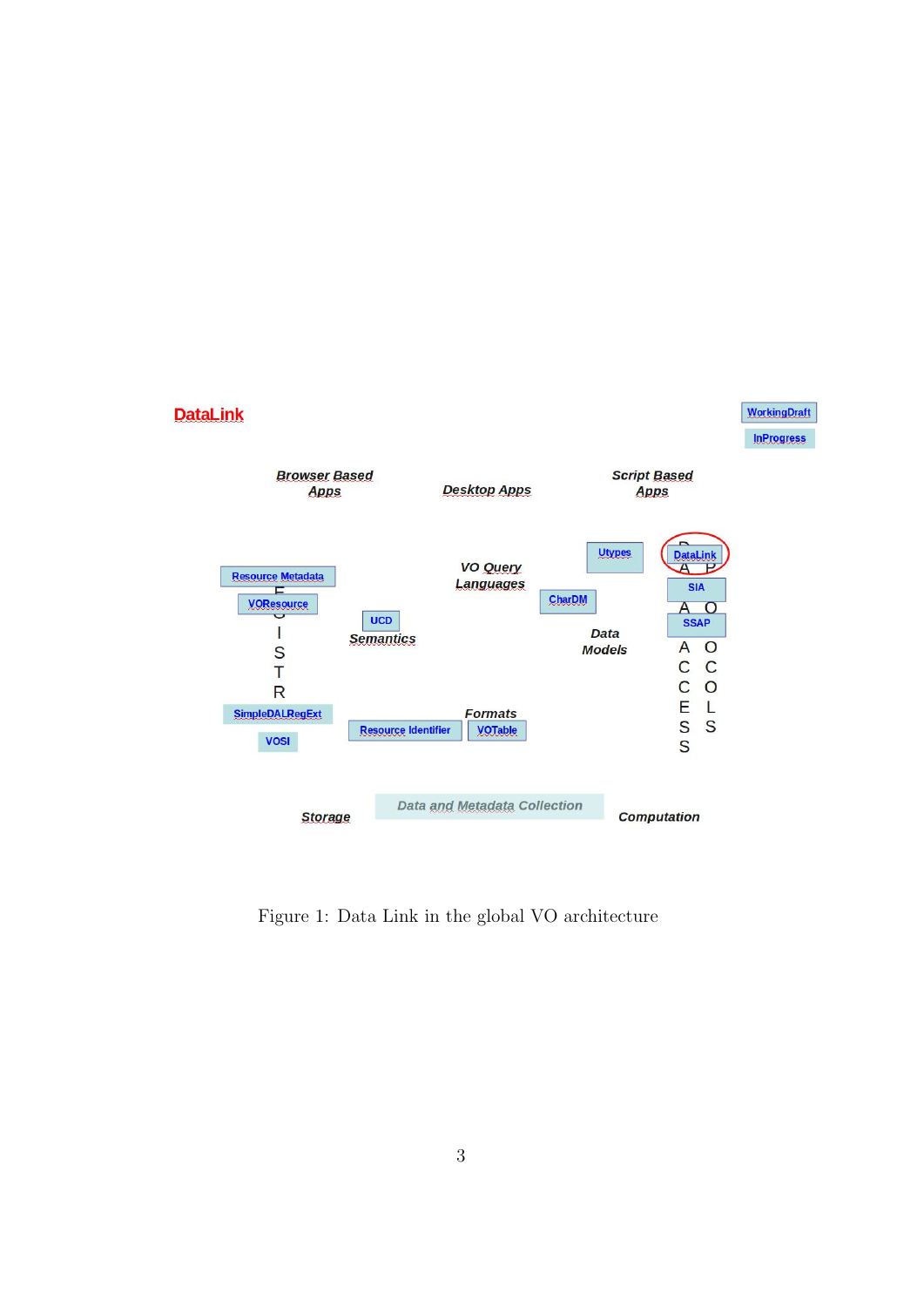Figure 1: Data Link in the global VO architecture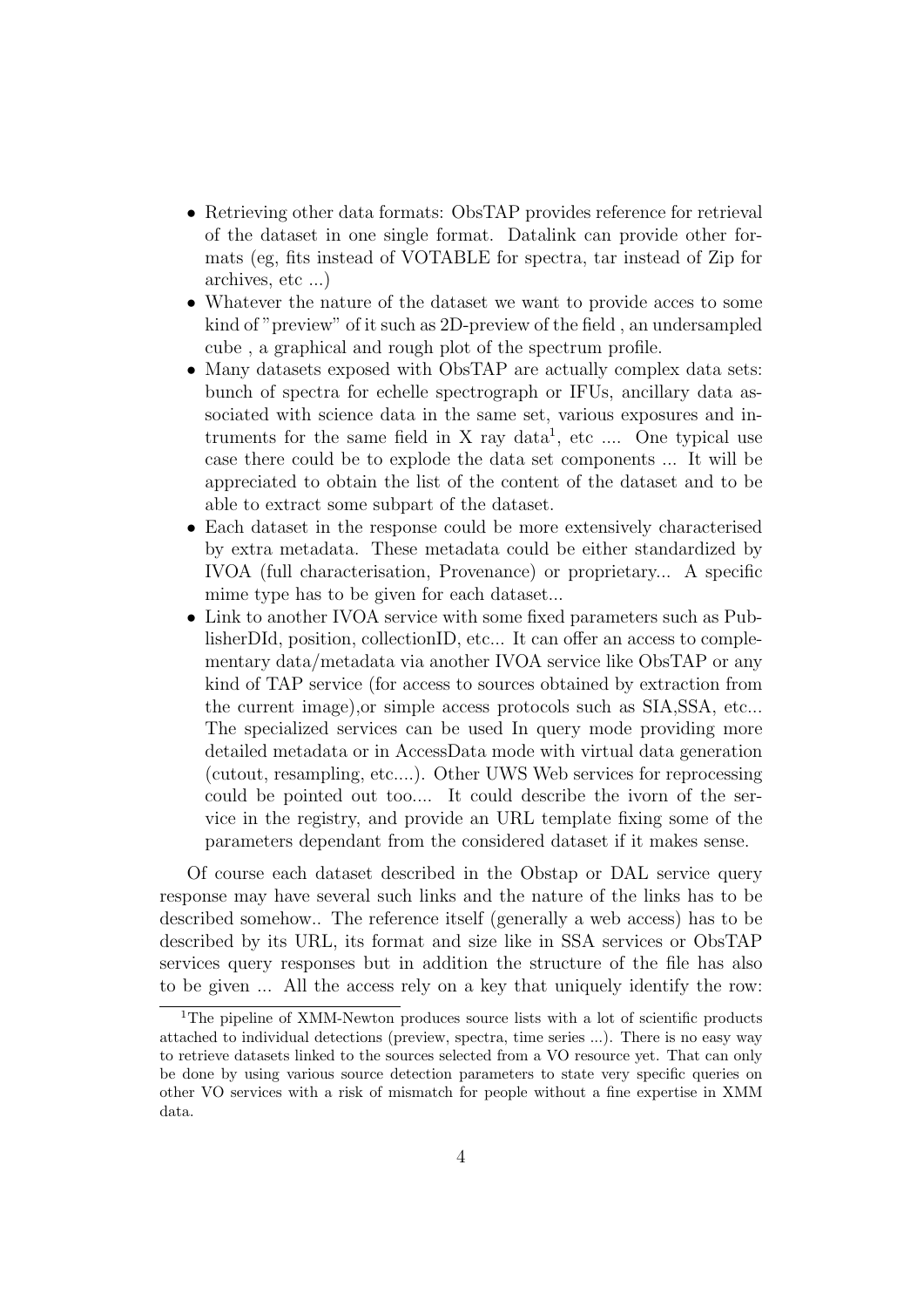- Retrieving other data formats: ObsTAP provides reference for retrieval of the dataset in one single format. Datalink can provide other formats (eg, fits instead of VOTABLE for spectra, tar instead of Zip for archives, etc ...)
- Whatever the nature of the dataset we want to provide acces to some kind of "preview" of it such as 2D-preview of the field , an undersampled cube , a graphical and rough plot of the spectrum profile.
- Many datasets exposed with ObsTAP are actually complex data sets: bunch of spectra for echelle spectrograph or IFUs, ancillary data associated with science data in the same set, various exposures and intruments for the same field in X ray data[1], etc .... One typical use case there could be to explode the data set components ... It will be appreciated to obtain the list of the content of the dataset and to be able to extract some subpart of the dataset.
- Each dataset in the response could be more extensively characterised by extra metadata. These metadata could be either standardized by IVOA (full characterisation, Provenance) or proprietary... A specific mime type has to be given for each dataset...
- Link to another IVOA service with some fixed parameters such as PublisherDId, position, collectionID, etc... It can offer an access to complementary data/metadata via another IVOA service like ObsTAP or any kind of TAP service (for access to sources obtained by extraction from the current image),or simple access protocols such as SIA,SSA, etc... The specialized services can be used In query mode providing more detailed metadata or in AccessData mode with virtual data generation (cutout, resampling, etc....). Other UWS Web services for reprocessing could be pointed out too.... It could describe the ivorn of the service in the registry, and provide an URL template fixing some of the parameters dependant from the considered dataset if it makes sense.

Of course each dataset described in the Obstap or DAL service query response may have several such links and the nature of the links has to be described somehow.. The reference itself (generally a web access) has to be described by its URL, its format and size like in SSA services or ObsTAP services query responses but in addition the structure of the file has also to be given ... All the access rely on a key that uniquely identify the row:

[1] The pipeline of XMM-Newton produces source lists with a lot of scientific products attached to individual detections (preview, spectra, time series ...). There is no easy way to retrieve datasets linked to the sources selected from a VO resource yet. That can only be done by using various source detection parameters to state very specific queries on other VO services with a risk of mismatch for people without a fine expertise in XMM data.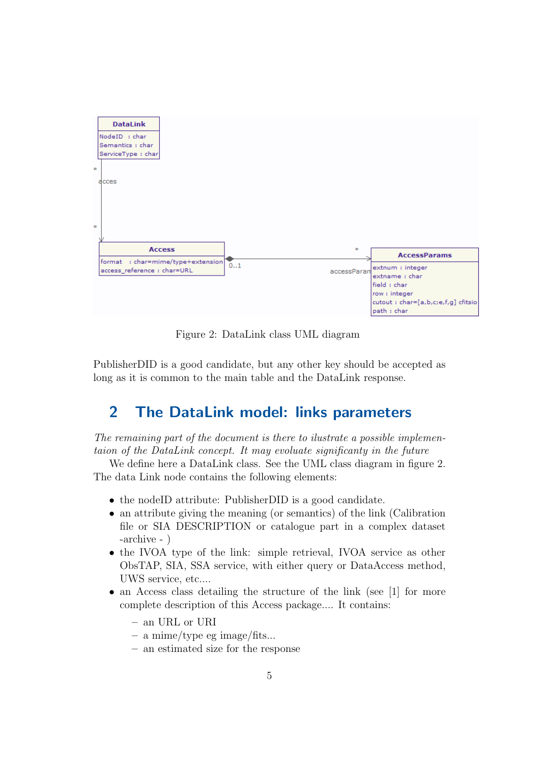Figure 2: DataLink class UML diagram

PublisherDID is a good candidate, but any other key should be accepted as long as it is common to the main table and the DataLink response.

## 2 The DataLink model: links parameters

*The remaining part of the document is there to ilustrate a possible implementaion of the DataLink concept. It may evoluate significanty in the future*

We define here a DataLink class. See the UML class diagram in figure 2. The data Link node contains the following elements:

- the nodeID attribute: PublisherDID is a good candidate.
- an attribute giving the meaning (or semantics) of the link (Calibration file or SIA DESCRIPTION or catalogue part in a complex dataset -archive - )
- the IVOA type of the link: simple retrieval, IVOA service as other ObsTAP, SIA, SSA service, with either query or DataAccess method, UWS service, etc....
- an Access class detailing the structure of the link (see [1] for more complete description of this Access package.... It contains:
  - an URL or URI
  - a mime/type eg image/fits...
  - an estimated size for the response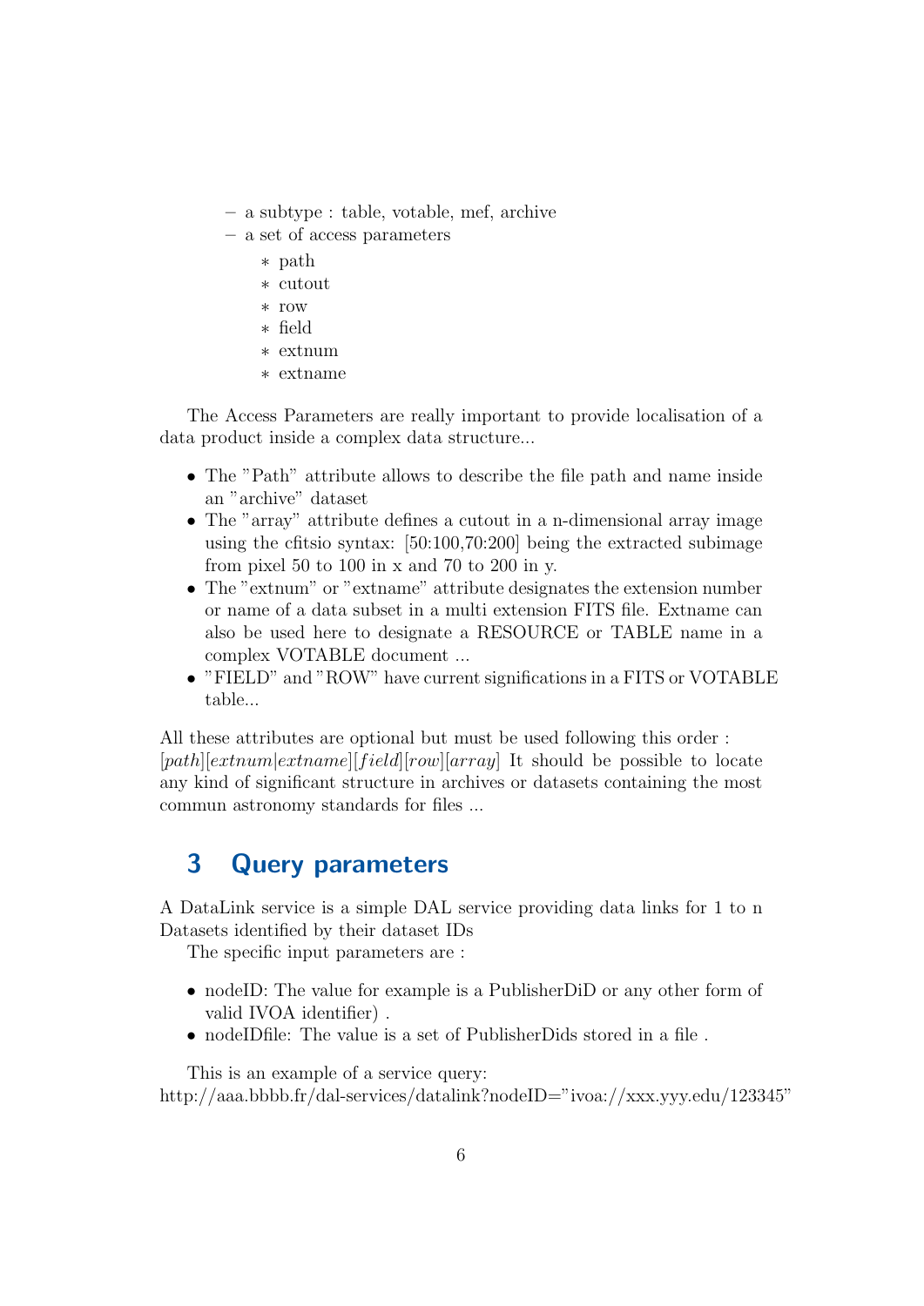- a subtype : table, votable, mef, archive
  - a set of access parameters
    - path
    - cutout
    - row
    - field
    - extnum
    - extname

The Access Parameters are really important to provide localisation of a data product inside a complex data structure...

- The "Path" attribute allows to describe the file path and name inside an "archive" dataset
- The "array" attribute defines a cutout in a n-dimensional array image using the cfitsio syntax: [50:100,70:200] being the extracted subimage from pixel 50 to 100 in x and 70 to 200 in y.
- The "extnum" or "extname" attribute designates the extension number or name of a data subset in a multi extension FITS file. Extname can also be used here to designate a RESOURCE or TABLE name in a complex VOTABLE document ...
- "FIELD" and "ROW" have current significations in a FITS or VOTABLE table...

All these attributes are optional but must be used following this order : *[path][extnum|extname][field][row][array]* It should be possible to locate any kind of significant structure in archives or datasets containing the most commun astronomy standards for files ...

## 3 Query parameters

A DataLink service is a simple DAL service providing data links for 1 to n Datasets identified by their dataset IDs

The specific input parameters are :

- nodeID: The value for example is a PublisherDiD or any other form of valid IVOA identifier) .
- nodeIDfile: The value is a set of PublisherDids stored in a file .

This is an example of a service query:
http://aaa.bbbb.fr/dal-services/datalink?nodeID="ivoa://xxx.yyy.edu/123345"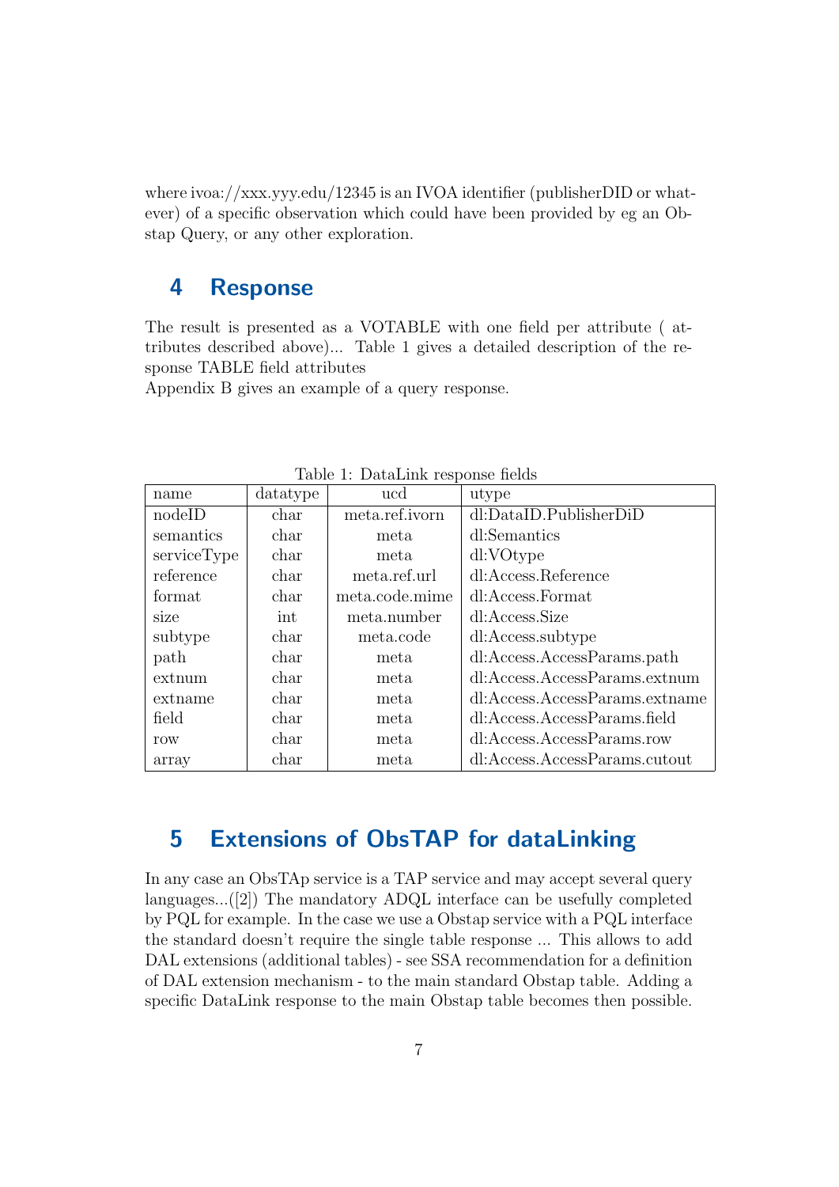where ivoa://xxx.yyy.edu/12345 is an IVOA identifier (publisherDID or whatever) of a specific observation which could have been provided by eg an Obstap Query, or any other exploration.

## 4 Response

The result is presented as a VOTABLE with one field per attribute ( attributes described above)... Table 1 gives a detailed description of the response TABLE field attributes
Appendix B gives an example of a query response.

Table 1: DataLink response fields

| name | datatype | ucd | utype |
|---|---|---|---|
| nodeID | char | meta.ref.ivorn | dl:DataID.PublisherDiD |
| semantics | char | meta | dl:Semantics |
| serviceType | char | meta | dl:VOtype |
| reference | char | meta.ref.url | dl:Access.Reference |
| format | char | meta.code.mime | dl:Access.Format |
| size | int | meta.number | dl:Access.Size |
| subtype | char | meta.code | dl:Access.subtype |
| path | char | meta | dl:Access.AccessParams.path |
| extnum | char | meta | dl:Access.AccessParams.extnum |
| extname | char | meta | dl:Access.AccessParams.extname |
| field | char | meta | dl:Access.AccessParams.field |
| row | char | meta | dl:Access.AccessParams.row |
| array | char | meta | dl:Access.AccessParams.cutout |

## 5 Extensions of ObsTAP for dataLinking

In any case an ObsTAp service is a TAP service and may accept several query languages...([2]) The mandatory ADQL interface can be usefully completed by PQL for example. In the case we use a Obstap service with a PQL interface the standard doesn't require the single table response ... This allows to add DAL extensions (additional tables) - see SSA recommendation for a definition of DAL extension mechanism - to the main standard Obstap table. Adding a specific DataLink response to the main Obstap table becomes then possible.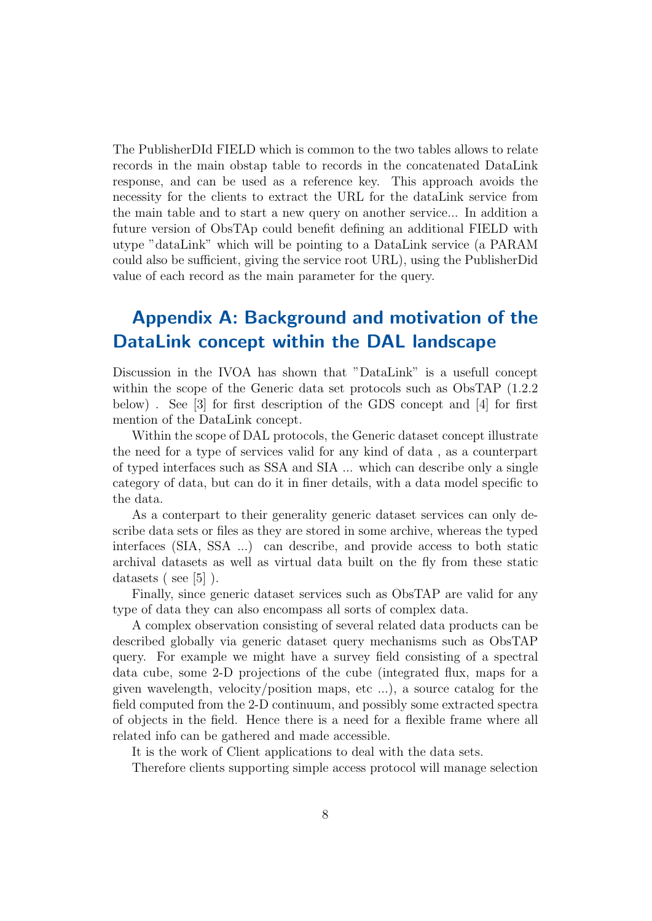The PublisherDId FIELD which is common to the two tables allows to relate records in the main obstap table to records in the concatenated DataLink response, and can be used as a reference key. This approach avoids the necessity for the clients to extract the URL for the dataLink service from the main table and to start a new query on another service... In addition a future version of ObsTAp could benefit defining an additional FIELD with utype "dataLink" which will be pointing to a DataLink service (a PARAM could also be sufficient, giving the service root URL), using the PublisherDid value of each record as the main parameter for the query.

# Appendix A: Background and motivation of the DataLink concept within the DAL landscape

Discussion in the IVOA has shown that "DataLink" is a usefull concept within the scope of the Generic data set protocols such as ObsTAP (1.2.2 below) . See [3] for first description of the GDS concept and [4] for first mention of the DataLink concept.

Within the scope of DAL protocols, the Generic dataset concept illustrate the need for a type of services valid for any kind of data , as a counterpart of typed interfaces such as SSA and SIA ... which can describe only a single category of data, but can do it in finer details, with a data model specific to the data.

As a conterpart to their generality generic dataset services can only describe data sets or files as they are stored in some archive, whereas the typed interfaces (SIA, SSA ...) can describe, and provide access to both static archival datasets as well as virtual data built on the fly from these static datasets ( see [5] ).

Finally, since generic dataset services such as ObsTAP are valid for any type of data they can also encompass all sorts of complex data.

A complex observation consisting of several related data products can be described globally via generic dataset query mechanisms such as ObsTAP query. For example we might have a survey field consisting of a spectral data cube, some 2-D projections of the cube (integrated flux, maps for a given wavelength, velocity/position maps, etc ...), a source catalog for the field computed from the 2-D continuum, and possibly some extracted spectra of objects in the field. Hence there is a need for a flexible frame where all related info can be gathered and made accessible.

It is the work of Client applications to deal with the data sets.

Therefore clients supporting simple access protocol will manage selection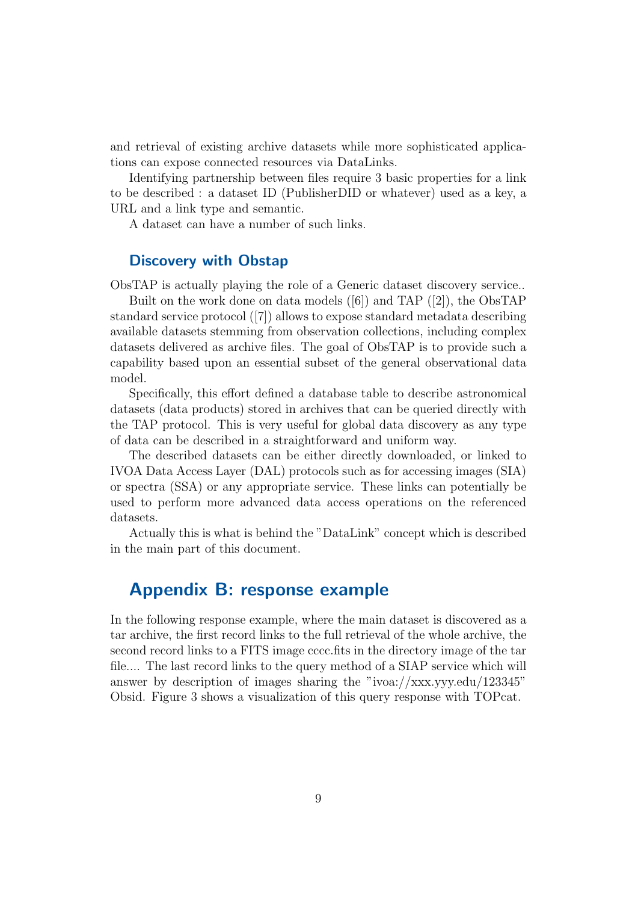and retrieval of existing archive datasets while more sophisticated applications can expose connected resources via DataLinks.

Identifying partnership between files require 3 basic properties for a link to be described : a dataset ID (PublisherDID or whatever) used as a key, a URL and a link type and semantic.

A dataset can have a number of such links.

### Discovery with Obstap

ObsTAP is actually playing the role of a Generic dataset discovery service..

Built on the work done on data models ([6]) and TAP ([2]), the ObsTAP standard service protocol ([7]) allows to expose standard metadata describing available datasets stemming from observation collections, including complex datasets delivered as archive files. The goal of ObsTAP is to provide such a capability based upon an essential subset of the general observational data model.

Specifically, this effort defined a database table to describe astronomical datasets (data products) stored in archives that can be queried directly with the TAP protocol. This is very useful for global data discovery as any type of data can be described in a straightforward and uniform way.

The described datasets can be either directly downloaded, or linked to IVOA Data Access Layer (DAL) protocols such as for accessing images (SIA) or spectra (SSA) or any appropriate service. These links can potentially be used to perform more advanced data access operations on the referenced datasets.

Actually this is what is behind the "DataLink" concept which is described in the main part of this document.

## Appendix B: response example

In the following response example, where the main dataset is discovered as a tar archive, the first record links to the full retrieval of the whole archive, the second record links to a FITS image cccc.fits in the directory image of the tar file.... The last record links to the query method of a SIAP service which will answer by description of images sharing the "ivoa://xxx.yyy.edu/123345" Obsid. Figure 3 shows a visualization of this query response with TOPcat.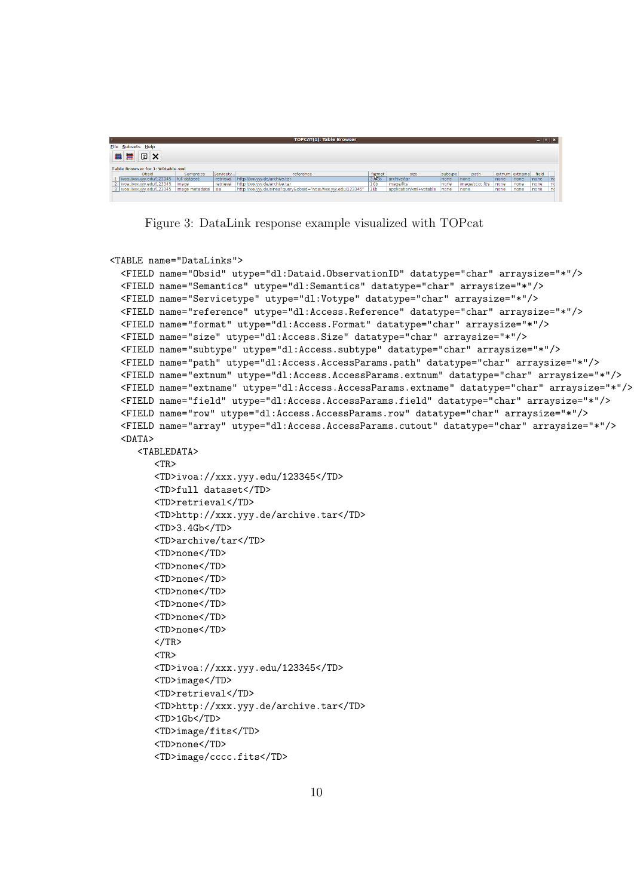Figure 3: DataLink response example visualized with TOPcat

```
<TABLE name="DataLinks">
  <FIELD name="Obsid" utype="dl:Dataid.ObservationID" datatype="char" arraysize="*"/>
  <FIELD name="Semantics" utype="dl:Semantics" datatype="char" arraysize="*"/>
  <FIELD name="Servicetype" utype="dl:Votype" datatype="char" arraysize="*"/>
  <FIELD name="reference" utype="dl:Access.Reference" datatype="char" arraysize="*"/>
  <FIELD name="format" utype="dl:Access.Format" datatype="char" arraysize="*"/>
  <FIELD name="size" utype="dl:Access.Size" datatype="char" arraysize="*"/>
  <FIELD name="subtype" utype="dl:Access.subtype" datatype="char" arraysize="*"/>
  <FIELD name="path" utype="dl:Access.AccessParams.path" datatype="char" arraysize="*"/>
  <FIELD name="extnum" utype="dl:Access.AccessParams.extnum" datatype="char" arraysize="*"/>
  <FIELD name="extname" utype="dl:Access.AccessParams.extname" datatype="char" arraysize="*"/>
  <FIELD name="field" utype="dl:Access.AccessParams.field" datatype="char" arraysize="*"/>
  <FIELD name="row" utype="dl:Access.AccessParams.row" datatype="char" arraysize="*"/>
  <FIELD name="array" utype="dl:Access.AccessParams.cutout" datatype="char" arraysize="*"/>
  <DATA>
     <TABLEDATA>
        <TR>
        <TD>ivoa://xxx.yyy.edu/123345</TD>
        <TD>full dataset</TD>
        <TD>retrieval</TD>
        <TD>http://xxx.yyy.de/archive.tar</TD>
        <TD>3.4Gb</TD>
        <TD>archive/tar</TD>
        <TD>none</TD>
        <TD>none</TD>
        <TD>none</TD>
        <TD>none</TD>
        <TD>none</TD>
        <TD>none</TD>
        <TD>none</TD>
        </TR>
        <TR>
        <TD>ivoa://xxx.yyy.edu/123345</TD>
        <TD>image</TD>
        <TD>retrieval</TD>
        <TD>http://xxx.yyy.de/archive.tar</TD>
        <TD>1Gb</TD>
        <TD>image/fits</TD>
        <TD>none</TD>
        <TD>image/cccc.fits</TD>
```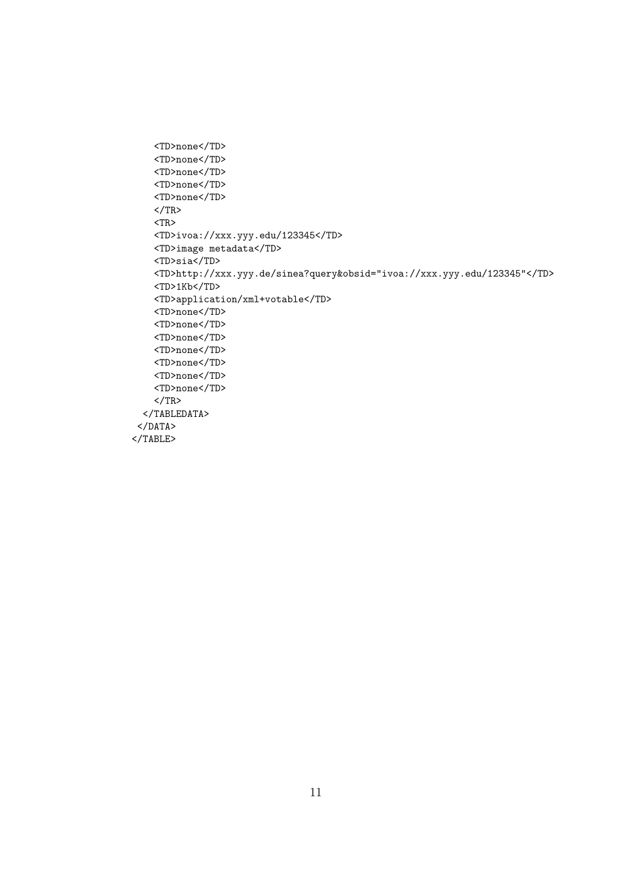```
    <TD>none</TD>
    <TD>none</TD>
    <TD>none</TD>
    <TD>none</TD>
    <TD>none</TD>
    </TR>
    <TR>
    <TD>ivoa://xxx.yyy.edu/123345</TD>
    <TD>image metadata</TD>
    <TD>sia</TD>
    <TD>http://xxx.yyy.de/sinea?query&obsid="ivoa://xxx.yyy.edu/123345"</TD>
    <TD>1Kb</TD>
    <TD>application/xml+votable</TD>
    <TD>none</TD>
    <TD>none</TD>
    <TD>none</TD>
    <TD>none</TD>
    <TD>none</TD>
    <TD>none</TD>
    <TD>none</TD>
    </TR>
  </TABLEDATA>
 </DATA>
</TABLE>
```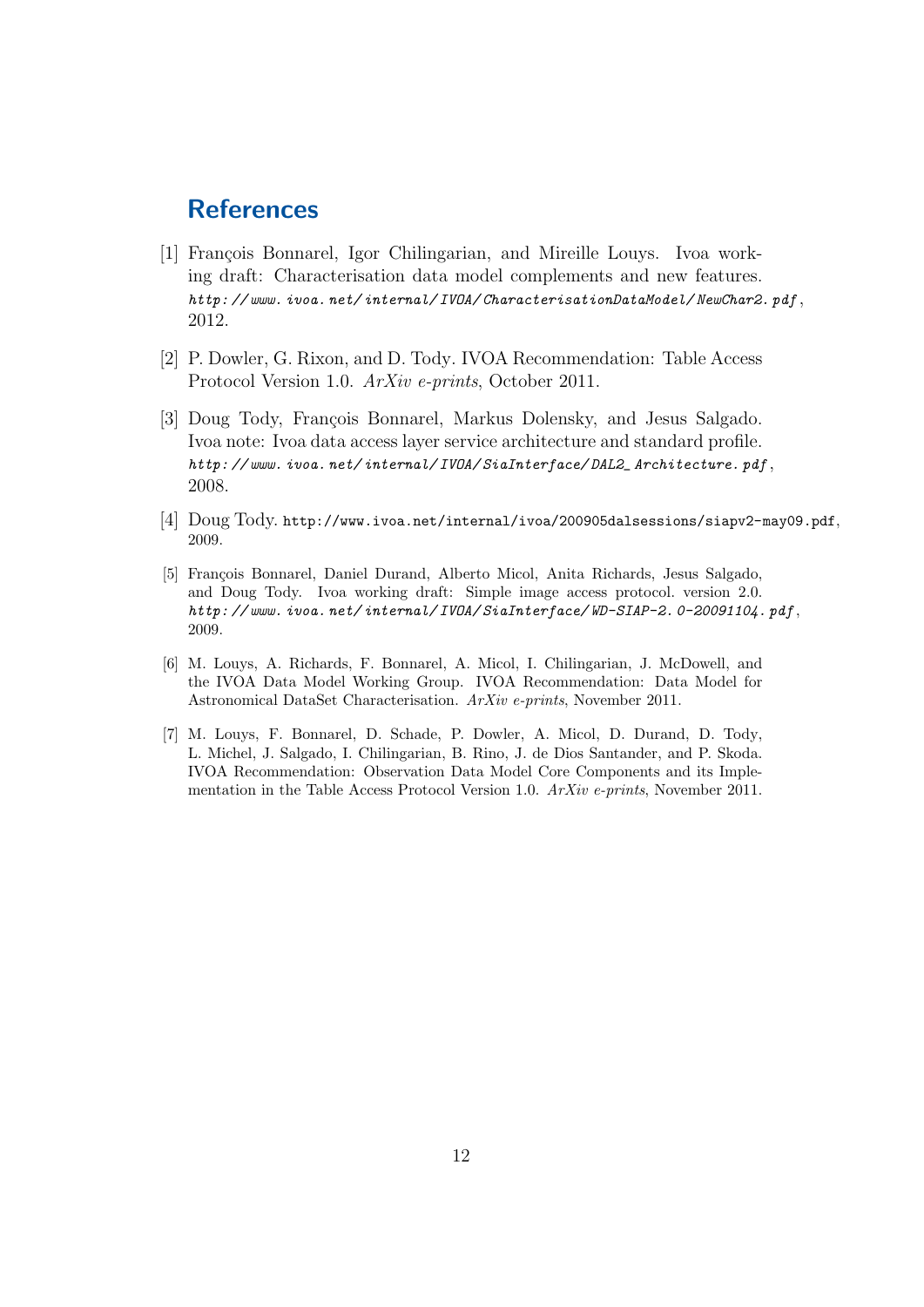# References

[1] François Bonnarel, Igor Chilingarian, and Mireille Louys. Ivoa working draft: Characterisation data model complements and new features. *http://www.ivoa.net/internal/IVOA/CharacterisationDataModel/NewChar2.pdf*, 2012.

[2] P. Dowler, G. Rixon, and D. Tody. IVOA Recommendation: Table Access Protocol Version 1.0. *ArXiv e-prints*, October 2011.

[3] Doug Tody, François Bonnarel, Markus Dolensky, and Jesus Salgado. Ivoa note: Ivoa data access layer service architecture and standard profile. *http://www.ivoa.net/internal/IVOA/SiaInterface/DAL2_Architecture.pdf*, 2008.

[4] Doug Tody. `http://www.ivoa.net/internal/ivoa/200905dalsessions/siapv2-may09.pdf`, 2009.

[5] François Bonnarel, Daniel Durand, Alberto Micol, Anita Richards, Jesus Salgado, and Doug Tody. Ivoa working draft: Simple image access protocol. version 2.0. *http://www.ivoa.net/internal/IVOA/SiaInterface/WD-SIAP-2.0-20091104.pdf*, 2009.

[6] M. Louys, A. Richards, F. Bonnarel, A. Micol, I. Chilingarian, J. McDowell, and the IVOA Data Model Working Group. IVOA Recommendation: Data Model for Astronomical DataSet Characterisation. *ArXiv e-prints*, November 2011.

[7] M. Louys, F. Bonnarel, D. Schade, P. Dowler, A. Micol, D. Durand, D. Tody, L. Michel, J. Salgado, I. Chilingarian, B. Rino, J. de Dios Santander, and P. Skoda. IVOA Recommendation: Observation Data Model Core Components and its Implementation in the Table Access Protocol Version 1.0. *ArXiv e-prints*, November 2011.